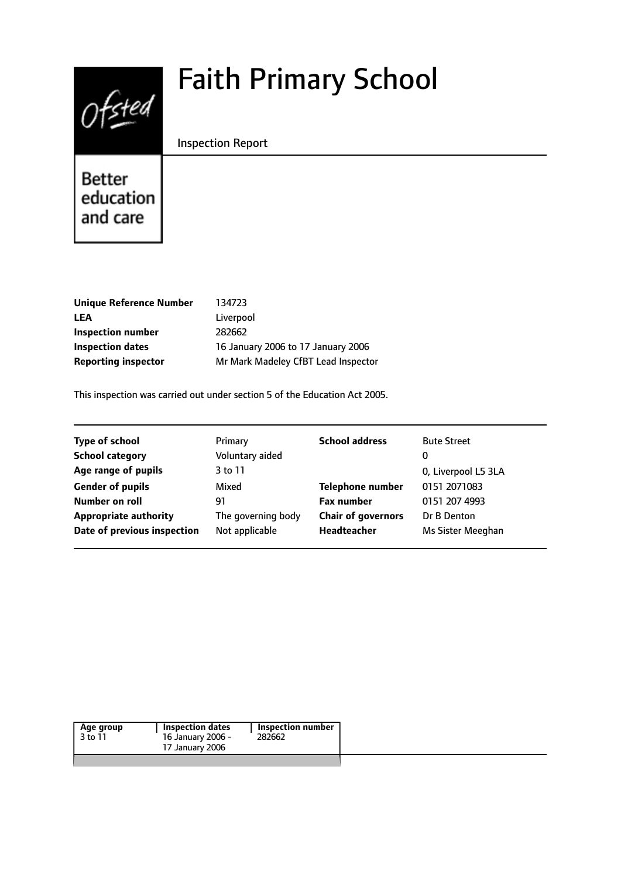# Faith Primary School

Inspection Report

Better education and care

| | |
|---|---|
| **Unique Reference Number** | 134723 |
| **LEA** | Liverpool |
| **Inspection number** | 282662 |
| **Inspection dates** | 16 January 2006 to 17 January 2006 |
| **Reporting inspector** | Mr Mark Madeley CfBT Lead Inspector |

This inspection was carried out under section 5 of the Education Act 2005.

| | | | |
|---|---|---|---|
| **Type of school** | Primary | **School address** | Bute Street |
| **School category** | Voluntary aided | | 0 |
| **Age range of pupils** | 3 to 11 | | 0, Liverpool L5 3LA |
| **Gender of pupils** | Mixed | **Telephone number** | 0151 2071083 |
| **Number on roll** | 91 | **Fax number** | 0151 207 4993 |
| **Appropriate authority** | The governing body | **Chair of governors** | Dr B Denton |
| **Date of previous inspection** | Not applicable | **Headteacher** | Ms Sister Meeghan |

| Age group | Inspection dates | Inspection number |
|---|---|---|
| 3 to 11 | 16 January 2006 - 17 January 2006 | 282662 |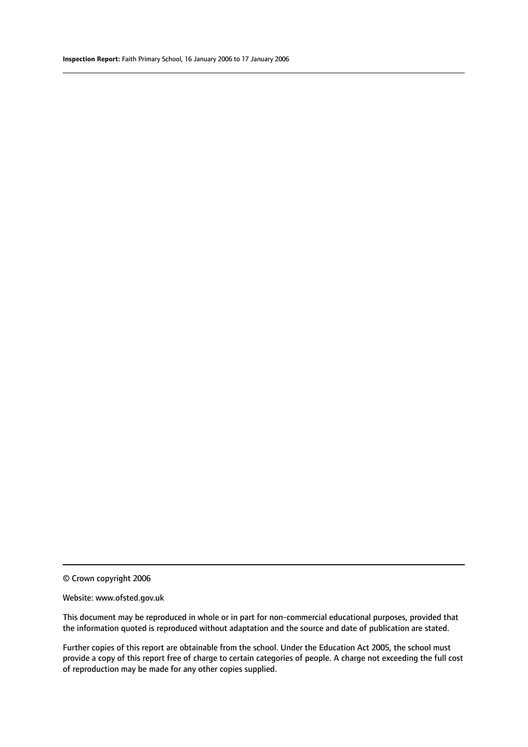© Crown copyright 2006

Website: www.ofsted.gov.uk

This document may be reproduced in whole or in part for non-commercial educational purposes, provided that the information quoted is reproduced without adaptation and the source and date of publication are stated.

Further copies of this report are obtainable from the school. Under the Education Act 2005, the school must provide a copy of this report free of charge to certain categories of people. A charge not exceeding the full cost of reproduction may be made for any other copies supplied.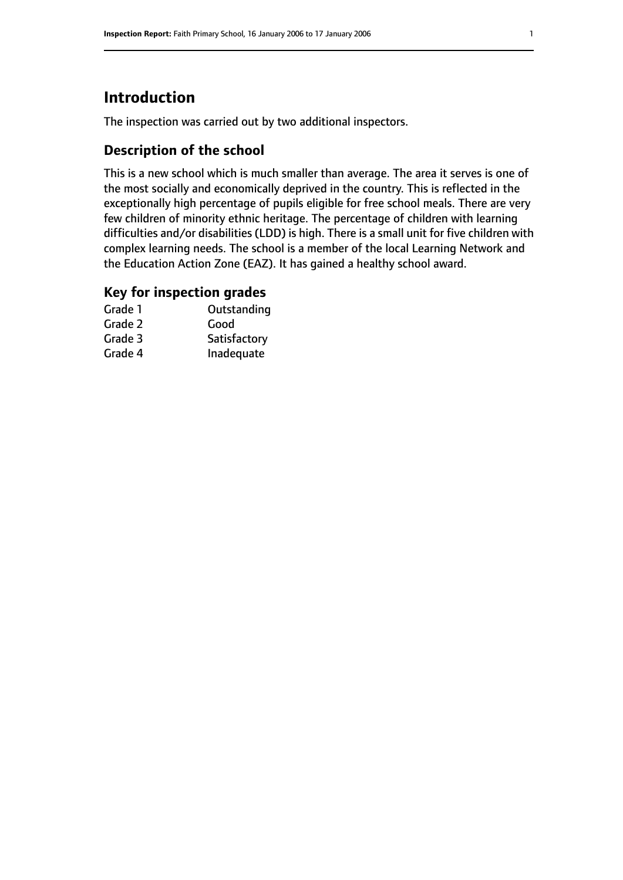# Introduction

The inspection was carried out by two additional inspectors.

## Description of the school

This is a new school which is much smaller than average. The area it serves is one of the most socially and economically deprived in the country. This is reflected in the exceptionally high percentage of pupils eligible for free school meals. There are very few children of minority ethnic heritage. The percentage of children with learning difficulties and/or disabilities (LDD) is high. There is a small unit for five children with complex learning needs. The school is a member of the local Learning Network and the Education Action Zone (EAZ). It has gained a healthy school award.

## Key for inspection grades

| | |
|---|---|
| Grade 1 | Outstanding |
| Grade 2 | Good |
| Grade 3 | Satisfactory |
| Grade 4 | Inadequate |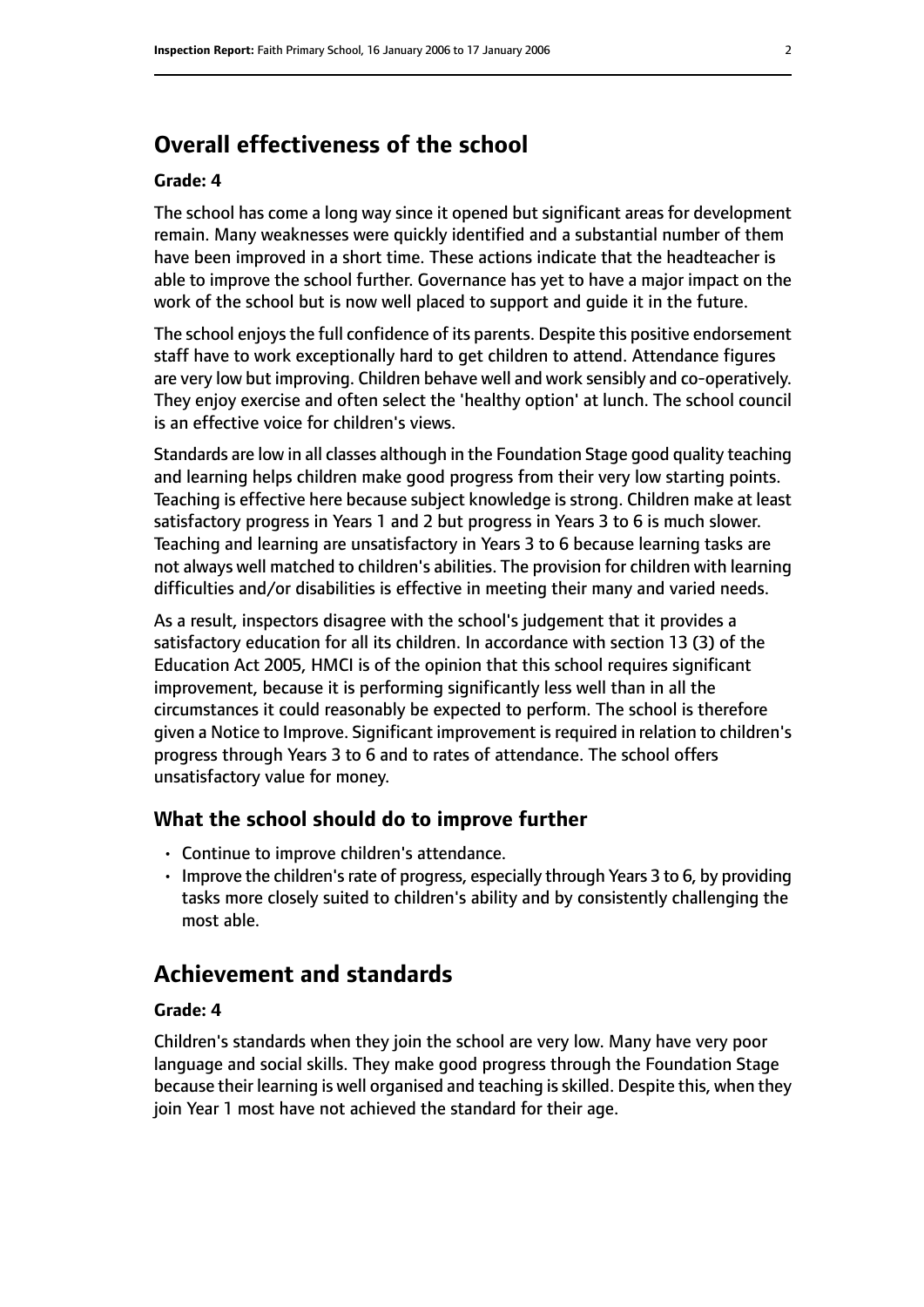## Overall effectiveness of the school

**Grade: 4**

The school has come a long way since it opened but significant areas for development remain. Many weaknesses were quickly identified and a substantial number of them have been improved in a short time. These actions indicate that the headteacher is able to improve the school further. Governance has yet to have a major impact on the work of the school but is now well placed to support and guide it in the future.

The school enjoys the full confidence of its parents. Despite this positive endorsement staff have to work exceptionally hard to get children to attend. Attendance figures are very low but improving. Children behave well and work sensibly and co-operatively. They enjoy exercise and often select the 'healthy option' at lunch. The school council is an effective voice for children's views.

Standards are low in all classes although in the Foundation Stage good quality teaching and learning helps children make good progress from their very low starting points. Teaching is effective here because subject knowledge is strong. Children make at least satisfactory progress in Years 1 and 2 but progress in Years 3 to 6 is much slower. Teaching and learning are unsatisfactory in Years 3 to 6 because learning tasks are not always well matched to children's abilities. The provision for children with learning difficulties and/or disabilities is effective in meeting their many and varied needs.

As a result, inspectors disagree with the school's judgement that it provides a satisfactory education for all its children. In accordance with section 13 (3) of the Education Act 2005, HMCI is of the opinion that this school requires significant improvement, because it is performing significantly less well than in all the circumstances it could reasonably be expected to perform. The school is therefore given a Notice to Improve. Significant improvement is required in relation to children's progress through Years 3 to 6 and to rates of attendance. The school offers unsatisfactory value for money.

### What the school should do to improve further

- Continue to improve children's attendance.
- Improve the children's rate of progress, especially through Years 3 to 6, by providing tasks more closely suited to children's ability and by consistently challenging the most able.

## Achievement and standards

**Grade: 4**

Children's standards when they join the school are very low. Many have very poor language and social skills. They make good progress through the Foundation Stage because their learning is well organised and teaching is skilled. Despite this, when they join Year 1 most have not achieved the standard for their age.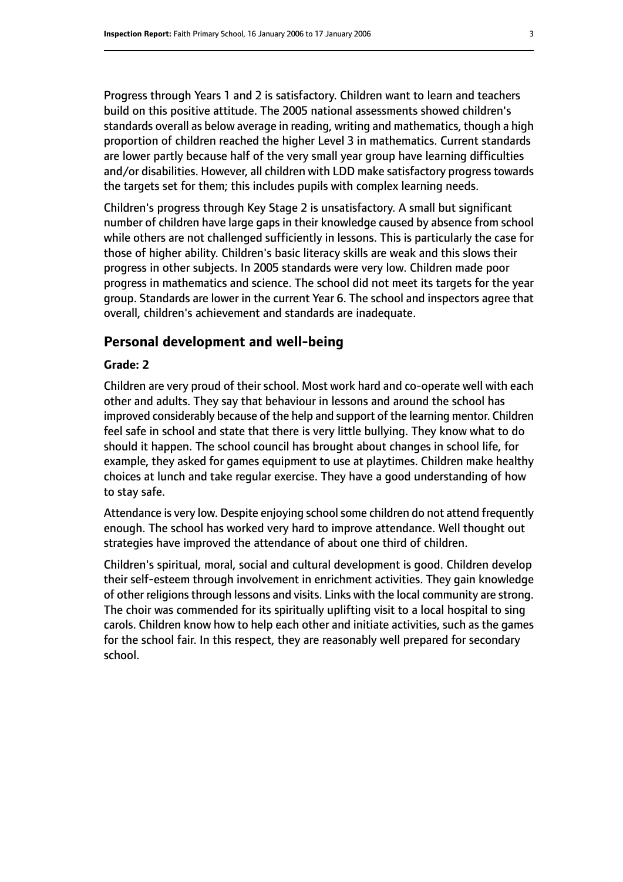Progress through Years 1 and 2 is satisfactory. Children want to learn and teachers build on this positive attitude. The 2005 national assessments showed children's standards overall as below average in reading, writing and mathematics, though a high proportion of children reached the higher Level 3 in mathematics. Current standards are lower partly because half of the very small year group have learning difficulties and/or disabilities. However, all children with LDD make satisfactory progress towards the targets set for them; this includes pupils with complex learning needs.

Children's progress through Key Stage 2 is unsatisfactory. A small but significant number of children have large gaps in their knowledge caused by absence from school while others are not challenged sufficiently in lessons. This is particularly the case for those of higher ability. Children's basic literacy skills are weak and this slows their progress in other subjects. In 2005 standards were very low. Children made poor progress in mathematics and science. The school did not meet its targets for the year group. Standards are lower in the current Year 6. The school and inspectors agree that overall, children's achievement and standards are inadequate.

## Personal development and well-being

**Grade: 2**

Children are very proud of their school. Most work hard and co-operate well with each other and adults. They say that behaviour in lessons and around the school has improved considerably because of the help and support of the learning mentor. Children feel safe in school and state that there is very little bullying. They know what to do should it happen. The school council has brought about changes in school life, for example, they asked for games equipment to use at playtimes. Children make healthy choices at lunch and take regular exercise. They have a good understanding of how to stay safe.

Attendance is very low. Despite enjoying school some children do not attend frequently enough. The school has worked very hard to improve attendance. Well thought out strategies have improved the attendance of about one third of children.

Children's spiritual, moral, social and cultural development is good. Children develop their self-esteem through involvement in enrichment activities. They gain knowledge of other religions through lessons and visits. Links with the local community are strong. The choir was commended for its spiritually uplifting visit to a local hospital to sing carols. Children know how to help each other and initiate activities, such as the games for the school fair. In this respect, they are reasonably well prepared for secondary school.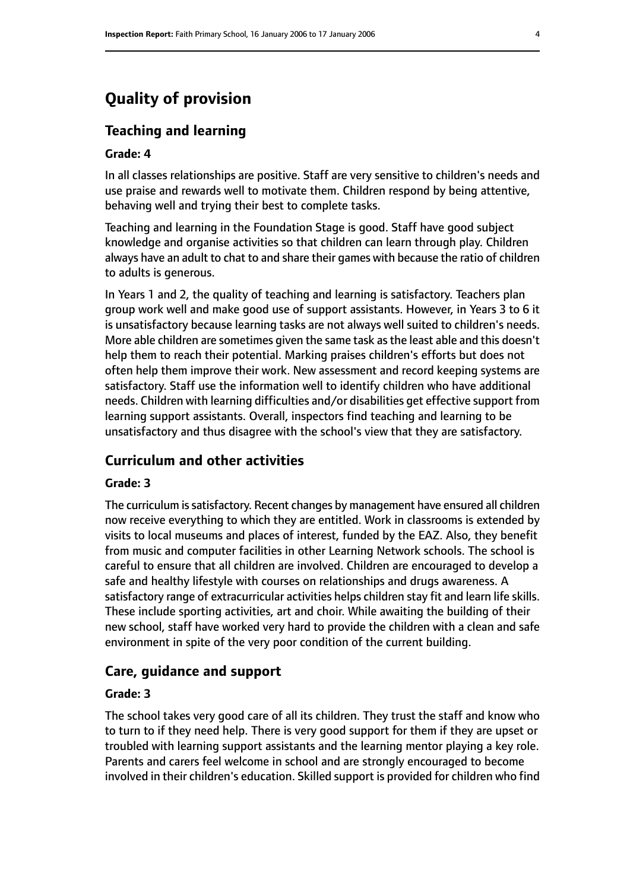# Quality of provision

## Teaching and learning

### Grade: 4

In all classes relationships are positive. Staff are very sensitive to children's needs and use praise and rewards well to motivate them. Children respond by being attentive, behaving well and trying their best to complete tasks.

Teaching and learning in the Foundation Stage is good. Staff have good subject knowledge and organise activities so that children can learn through play. Children always have an adult to chat to and share their games with because the ratio of children to adults is generous.

In Years 1 and 2, the quality of teaching and learning is satisfactory. Teachers plan group work well and make good use of support assistants. However, in Years 3 to 6 it is unsatisfactory because learning tasks are not always well suited to children's needs. More able children are sometimes given the same task as the least able and this doesn't help them to reach their potential. Marking praises children's efforts but does not often help them improve their work. New assessment and record keeping systems are satisfactory. Staff use the information well to identify children who have additional needs. Children with learning difficulties and/or disabilities get effective support from learning support assistants. Overall, inspectors find teaching and learning to be unsatisfactory and thus disagree with the school's view that they are satisfactory.

## Curriculum and other activities

### Grade: 3

The curriculum is satisfactory. Recent changes by management have ensured all children now receive everything to which they are entitled. Work in classrooms is extended by visits to local museums and places of interest, funded by the EAZ. Also, they benefit from music and computer facilities in other Learning Network schools. The school is careful to ensure that all children are involved. Children are encouraged to develop a safe and healthy lifestyle with courses on relationships and drugs awareness. A satisfactory range of extracurricular activities helps children stay fit and learn life skills. These include sporting activities, art and choir. While awaiting the building of their new school, staff have worked very hard to provide the children with a clean and safe environment in spite of the very poor condition of the current building.

## Care, guidance and support

### Grade: 3

The school takes very good care of all its children. They trust the staff and know who to turn to if they need help. There is very good support for them if they are upset or troubled with learning support assistants and the learning mentor playing a key role. Parents and carers feel welcome in school and are strongly encouraged to become involved in their children's education. Skilled support is provided for children who find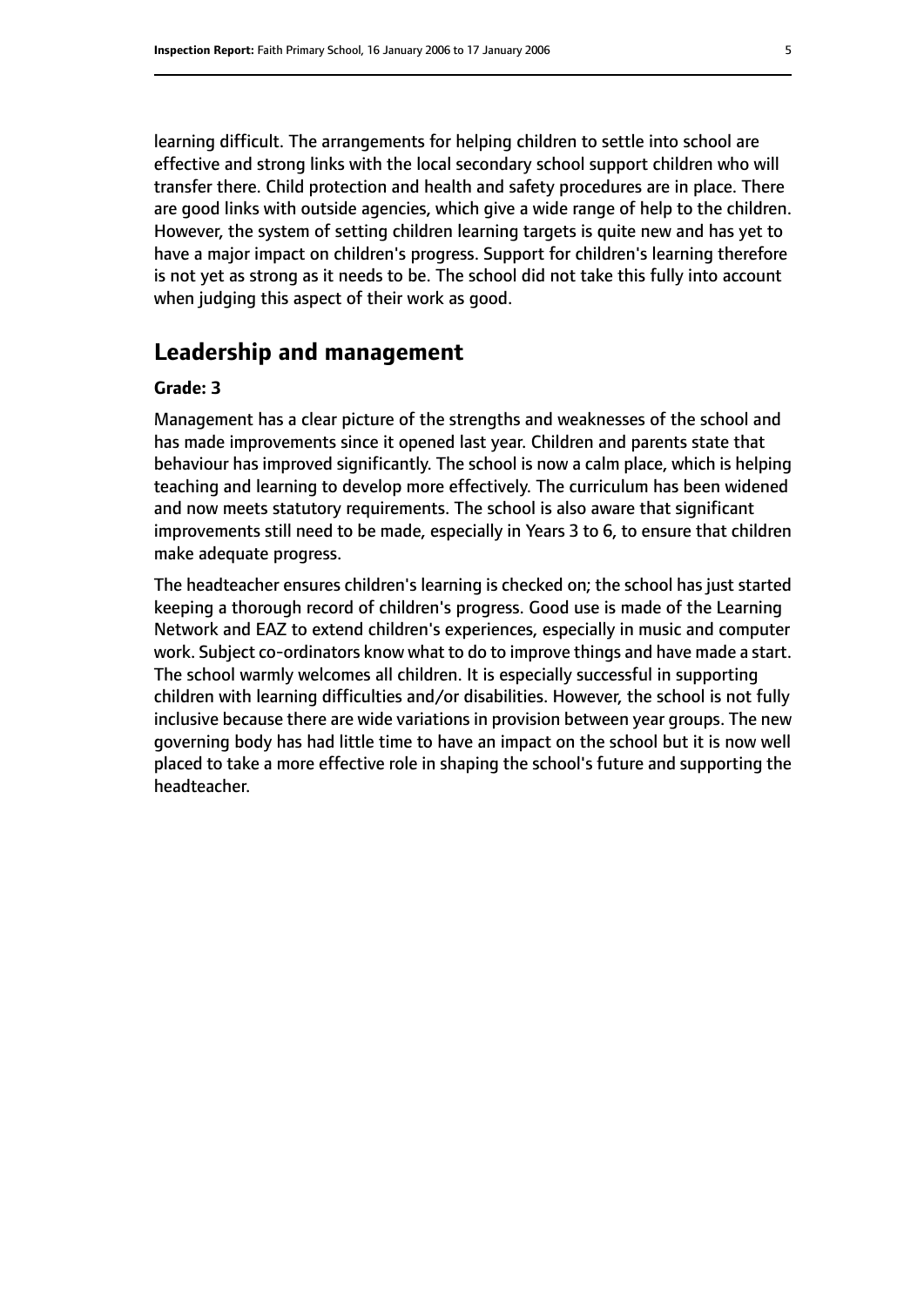learning difficult. The arrangements for helping children to settle into school are effective and strong links with the local secondary school support children who will transfer there. Child protection and health and safety procedures are in place. There are good links with outside agencies, which give a wide range of help to the children. However, the system of setting children learning targets is quite new and has yet to have a major impact on children's progress. Support for children's learning therefore is not yet as strong as it needs to be. The school did not take this fully into account when judging this aspect of their work as good.

## Leadership and management

**Grade: 3**

Management has a clear picture of the strengths and weaknesses of the school and has made improvements since it opened last year. Children and parents state that behaviour has improved significantly. The school is now a calm place, which is helping teaching and learning to develop more effectively. The curriculum has been widened and now meets statutory requirements. The school is also aware that significant improvements still need to be made, especially in Years 3 to 6, to ensure that children make adequate progress.

The headteacher ensures children's learning is checked on; the school has just started keeping a thorough record of children's progress. Good use is made of the Learning Network and EAZ to extend children's experiences, especially in music and computer work. Subject co-ordinators know what to do to improve things and have made a start. The school warmly welcomes all children. It is especially successful in supporting children with learning difficulties and/or disabilities. However, the school is not fully inclusive because there are wide variations in provision between year groups. The new governing body has had little time to have an impact on the school but it is now well placed to take a more effective role in shaping the school's future and supporting the headteacher.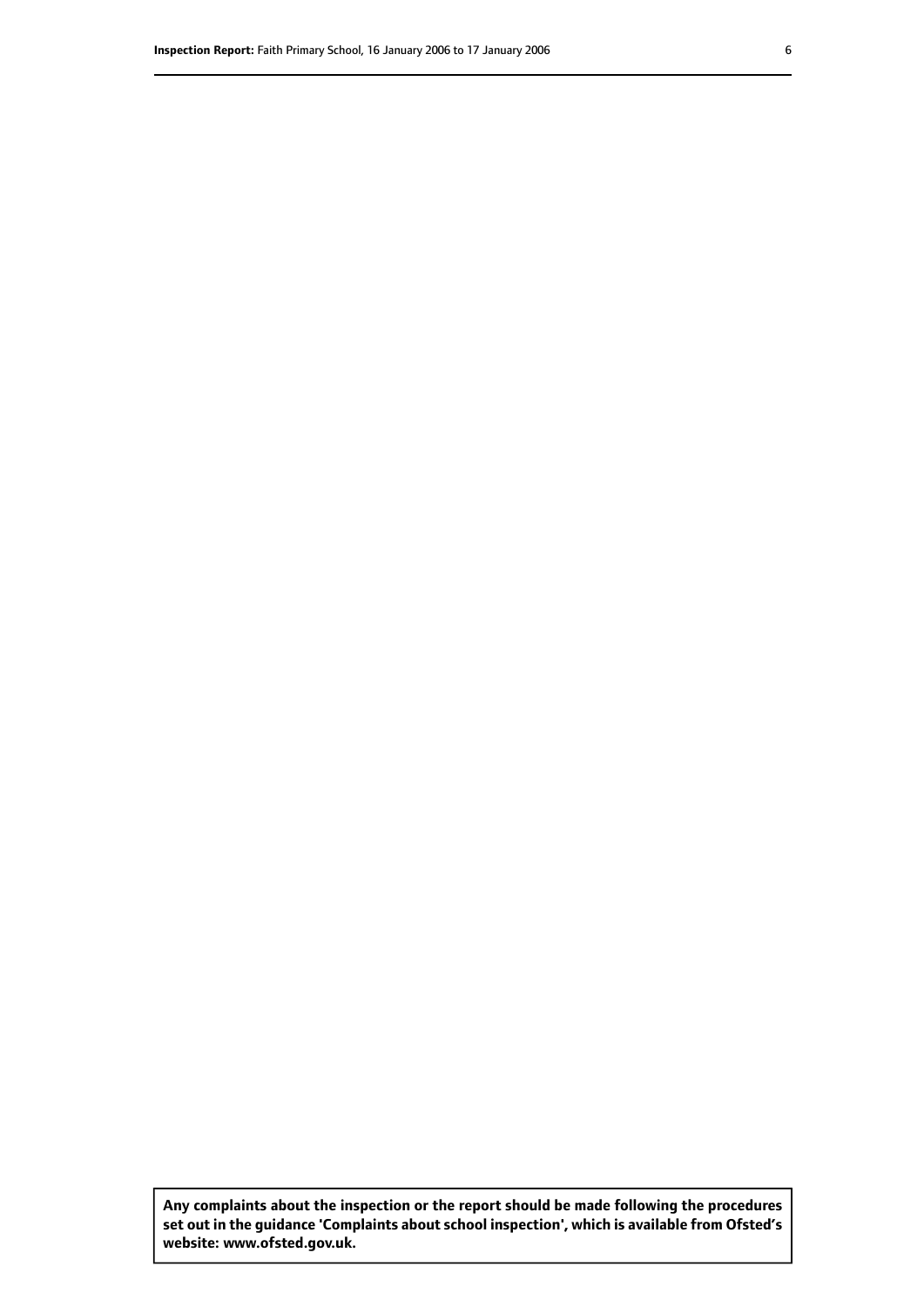**Any complaints about the inspection or the report should be made following the procedures set out in the guidance 'Complaints about school inspection', which is available from Ofsted's website: www.ofsted.gov.uk.**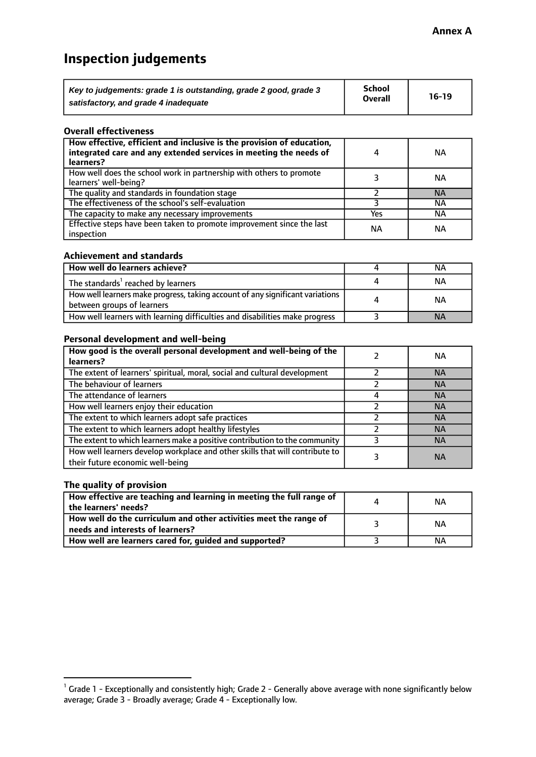**Annex A**

# Inspection judgements

| *Key to judgements: grade 1 is outstanding, grade 2 good, grade 3 satisfactory, and grade 4 inadequate* | **School Overall** | **16-19** |
|---|---|---|

### Overall effectiveness

| | | |
|---|---|---|
| **How effective, efficient and inclusive is the provision of education, integrated care and any extended services in meeting the needs of learners?** | 4 | NA |
| How well does the school work in partnership with others to promote learners' well-being? | 3 | NA |
| The quality and standards in foundation stage | 2 | NA |
| The effectiveness of the school's self-evaluation | 3 | NA |
| The capacity to make any necessary improvements | Yes | NA |
| Effective steps have been taken to promote improvement since the last inspection | NA | NA |

### Achievement and standards

| | | |
|---|---|---|
| **How well do learners achieve?** | 4 | NA |
| The standards[1] reached by learners | 4 | NA |
| How well learners make progress, taking account of any significant variations between groups of learners | 4 | NA |
| How well learners with learning difficulties and disabilities make progress | 3 | NA |

### Personal development and well-being

| | | |
|---|---|---|
| **How good is the overall personal development and well-being of the learners?** | 2 | NA |
| The extent of learners' spiritual, moral, social and cultural development | 2 | NA |
| The behaviour of learners | 2 | NA |
| The attendance of learners | 4 | NA |
| How well learners enjoy their education | 2 | NA |
| The extent to which learners adopt safe practices | 2 | NA |
| The extent to which learners adopt healthy lifestyles | 2 | NA |
| The extent to which learners make a positive contribution to the community | 3 | NA |
| How well learners develop workplace and other skills that will contribute to their future economic well-being | 3 | NA |

### The quality of provision

| | | |
|---|---|---|
| **How effective are teaching and learning in meeting the full range of the learners' needs?** | 4 | NA |
| **How well do the curriculum and other activities meet the range of needs and interests of learners?** | 3 | NA |
| **How well are learners cared for, guided and supported?** | 3 | NA |

[1] Grade 1 - Exceptionally and consistently high; Grade 2 - Generally above average with none significantly below average; Grade 3 - Broadly average; Grade 4 - Exceptionally low.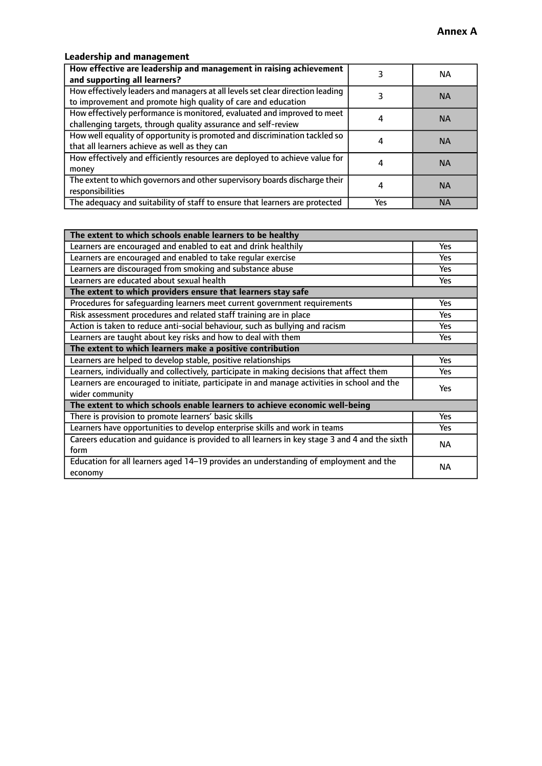**Annex A**

### Leadership and management

| **How effective are leadership and management in raising achievement and supporting all learners?** | 3 | NA |
|---|---|---|
| How effectively leaders and managers at all levels set clear direction leading to improvement and promote high quality of care and education | 3 | NA |
| How effectively performance is monitored, evaluated and improved to meet challenging targets, through quality assurance and self-review | 4 | NA |
| How well equality of opportunity is promoted and discrimination tackled so that all learners achieve as well as they can | 4 | NA |
| How effectively and efficiently resources are deployed to achieve value for money | 4 | NA |
| The extent to which governors and other supervisory boards discharge their responsibilities | 4 | NA |
| The adequacy and suitability of staff to ensure that learners are protected | Yes | NA |

| **The extent to which schools enable learners to be healthy** | |
|---|---|
| Learners are encouraged and enabled to eat and drink healthily | Yes |
| Learners are encouraged and enabled to take regular exercise | Yes |
| Learners are discouraged from smoking and substance abuse | Yes |
| Learners are educated about sexual health | Yes |
| **The extent to which providers ensure that learners stay safe** | |
| Procedures for safeguarding learners meet current government requirements | Yes |
| Risk assessment procedures and related staff training are in place | Yes |
| Action is taken to reduce anti-social behaviour, such as bullying and racism | Yes |
| Learners are taught about key risks and how to deal with them | Yes |
| **The extent to which learners make a positive contribution** | |
| Learners are helped to develop stable, positive relationships | Yes |
| Learners, individually and collectively, participate in making decisions that affect them | Yes |
| Learners are encouraged to initiate, participate in and manage activities in school and the wider community | Yes |
| **The extent to which schools enable learners to achieve economic well-being** | |
| There is provision to promote learners' basic skills | Yes |
| Learners have opportunities to develop enterprise skills and work in teams | Yes |
| Careers education and guidance is provided to all learners in key stage 3 and 4 and the sixth form | NA |
| Education for all learners aged 14–19 provides an understanding of employment and the economy | NA |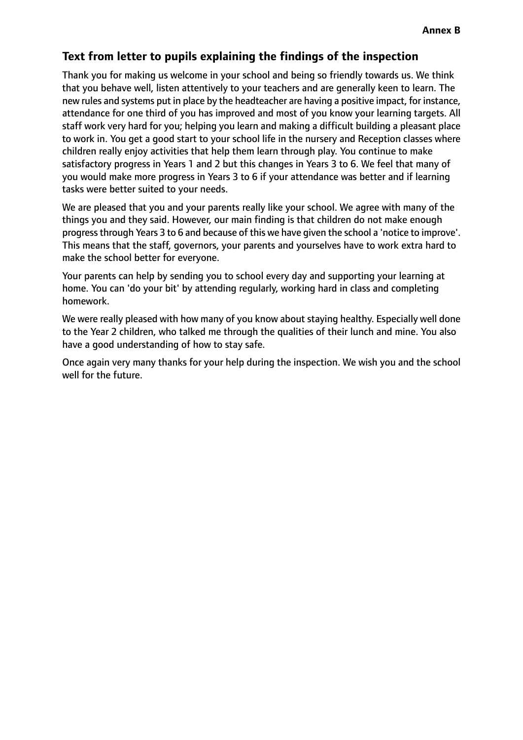Annex B

## Text from letter to pupils explaining the findings of the inspection

Thank you for making us welcome in your school and being so friendly towards us. We think that you behave well, listen attentively to your teachers and are generally keen to learn. The new rules and systems put in place by the headteacher are having a positive impact, for instance, attendance for one third of you has improved and most of you know your learning targets. All staff work very hard for you; helping you learn and making a difficult building a pleasant place to work in. You get a good start to your school life in the nursery and Reception classes where children really enjoy activities that help them learn through play. You continue to make satisfactory progress in Years 1 and 2 but this changes in Years 3 to 6. We feel that many of you would make more progress in Years 3 to 6 if your attendance was better and if learning tasks were better suited to your needs.

We are pleased that you and your parents really like your school. We agree with many of the things you and they said. However, our main finding is that children do not make enough progress through Years 3 to 6 and because of this we have given the school a 'notice to improve'. This means that the staff, governors, your parents and yourselves have to work extra hard to make the school better for everyone.

Your parents can help by sending you to school every day and supporting your learning at home. You can 'do your bit' by attending regularly, working hard in class and completing homework.

We were really pleased with how many of you know about staying healthy. Especially well done to the Year 2 children, who talked me through the qualities of their lunch and mine. You also have a good understanding of how to stay safe.

Once again very many thanks for your help during the inspection. We wish you and the school well for the future.